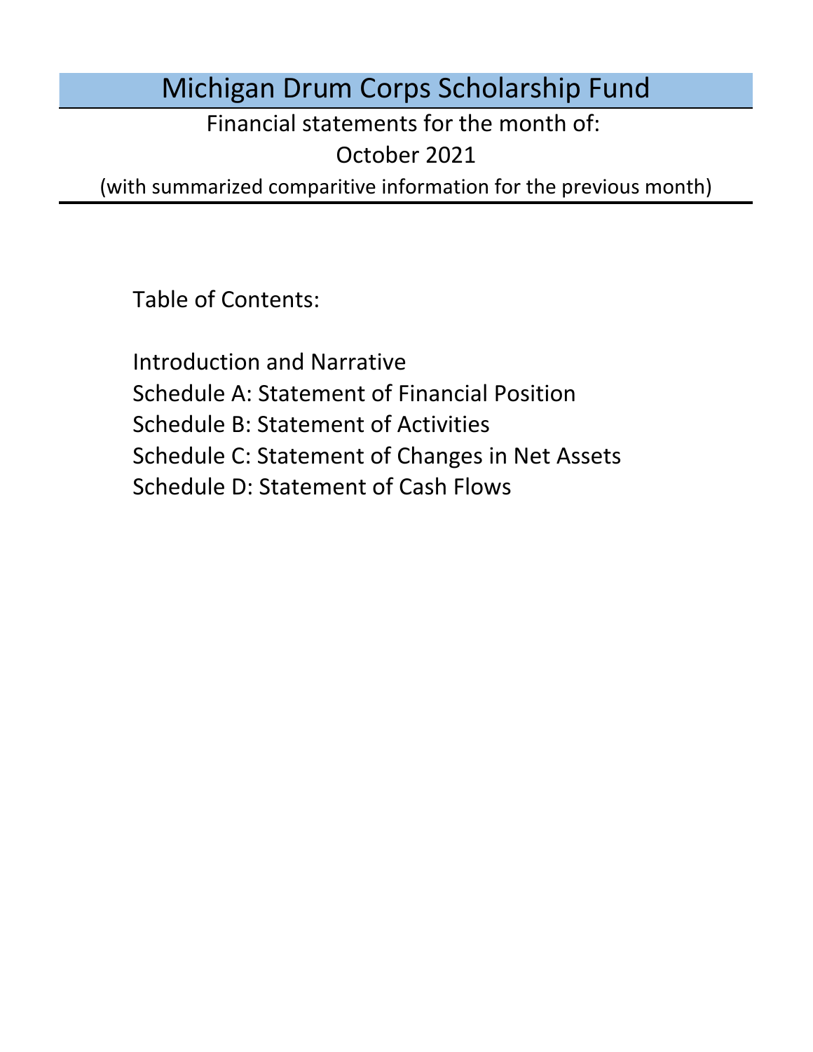# Michigan Drum Corps Scholarship Fund

Financial statements for the month of:

October 2021

(with summarized comparitive information for the previous month)

Table of Contents:

- Introduction and Narrative
- Schedule A: Statement of Financial Position
- Schedule B: Statement of Activities
- Schedule C: Statement of Changes in Net Assets
- Schedule D: Statement of Cash Flows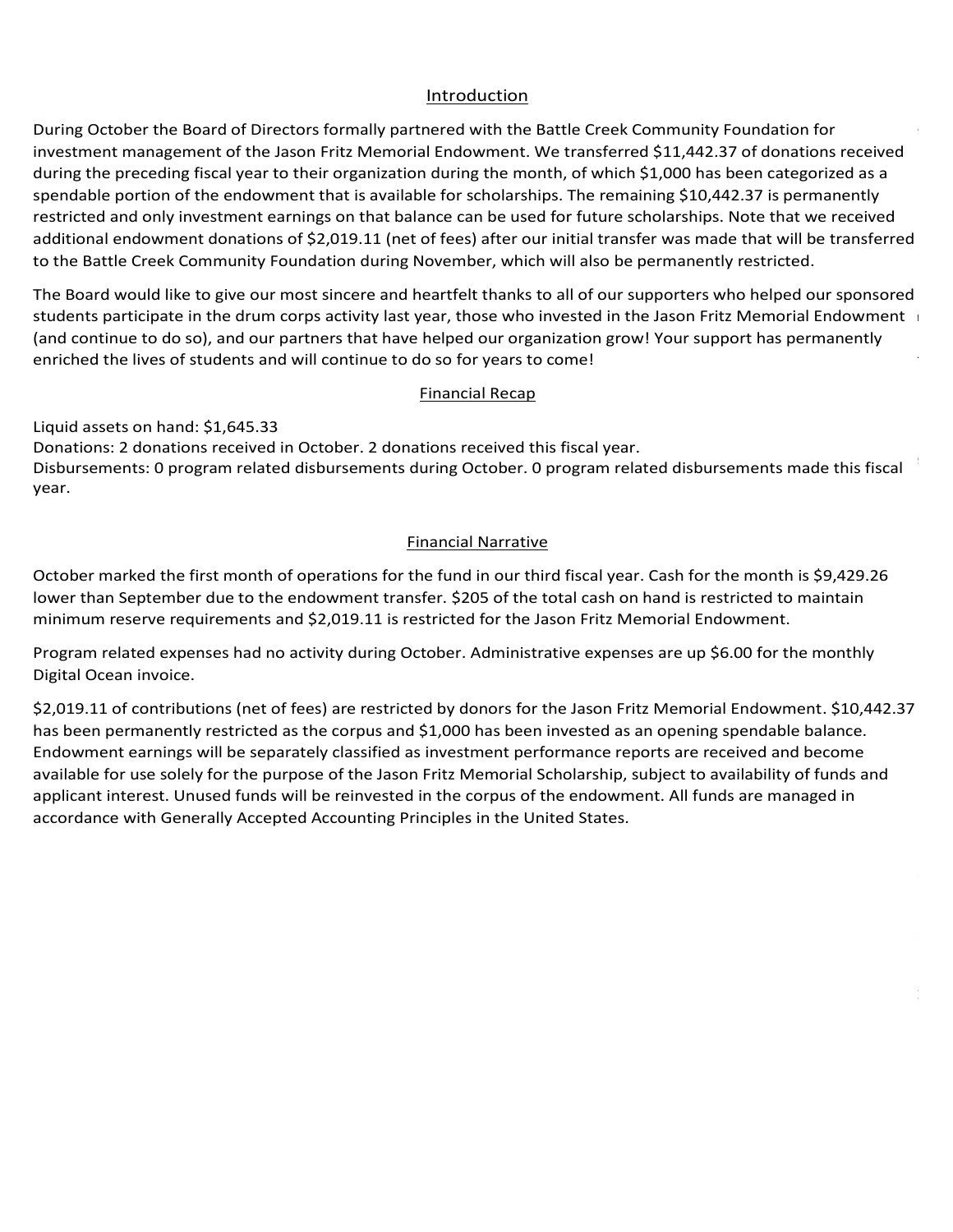## Introduction

During October the Board of Directors formally partnered with the Battle Creek Community Foundation for investment management of the Jason Fritz Memorial Endowment. We transferred $11,442.37 of donations received during the preceding fiscal year to their organization during the month, of which $1,000 has been categorized as a spendable portion of the endowment that is available for scholarships. The remaining $10,442.37 is permanently restricted and only investment earnings on that balance can be used for future scholarships. Note that we received additional endowment donations of $2,019.11 (net of fees) after our initial transfer was made that will be transferred to the Battle Creek Community Foundation during November, which will also be permanently restricted.

The Board would like to give our most sincere and heartfelt thanks to all of our supporters who helped our sponsored students participate in the drum corps activity last year, those who invested in the Jason Fritz Memorial Endowment (and continue to do so), and our partners that have helped our organization grow! Your support has permanently enriched the lives of students and will continue to do so for years to come!

## Financial Recap

Liquid assets on hand: $1,645.33
Donations: 2 donations received in October. 2 donations received this fiscal year.
Disbursements: 0 program related disbursements during October. 0 program related disbursements made this fiscal year.

## Financial Narrative

October marked the first month of operations for the fund in our third fiscal year. Cash for the month is $9,429.26 lower than September due to the endowment transfer. $205 of the total cash on hand is restricted to maintain minimum reserve requirements and $2,019.11 is restricted for the Jason Fritz Memorial Endowment.

Program related expenses had no activity during October. Administrative expenses are up $6.00 for the monthly Digital Ocean invoice.

$2,019.11 of contributions (net of fees) are restricted by donors for the Jason Fritz Memorial Endowment. $10,442.37 has been permanently restricted as the corpus and $1,000 has been invested as an opening spendable balance. Endowment earnings will be separately classified as investment performance reports are received and become available for use solely for the purpose of the Jason Fritz Memorial Scholarship, subject to availability of funds and applicant interest. Unused funds will be reinvested in the corpus of the endowment. All funds are managed in accordance with Generally Accepted Accounting Principles in the United States.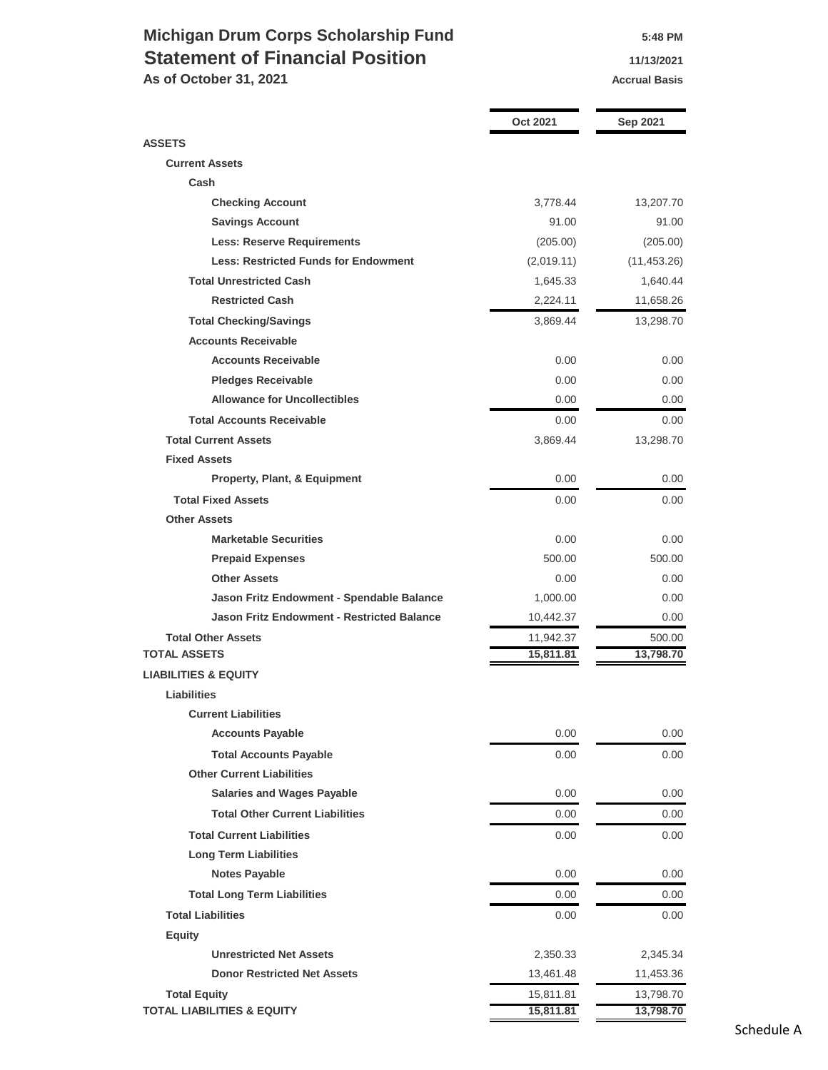# Michigan Drum Corps Scholarship Fund

## Statement of Financial Position

**As of October 31, 2021**

5:48 PM
11/13/2021
Accrual Basis

| | Oct 2021 | Sep 2021 |
|---|---|---|
| **ASSETS** | | |
| **Current Assets** | | |
| **Cash** | | |
| **Checking Account** | 3,778.44 | 13,207.70 |
| **Savings Account** | 91.00 | 91.00 |
| **Less: Reserve Requirements** | (205.00) | (205.00) |
| **Less: Restricted Funds for Endowment** | (2,019.11) | (11,453.26) |
| **Total Unrestricted Cash** | 1,645.33 | 1,640.44 |
| **Restricted Cash** | 2,224.11 | 11,658.26 |
| **Total Checking/Savings** | 3,869.44 | 13,298.70 |
| **Accounts Receivable** | | |
| **Accounts Receivable** | 0.00 | 0.00 |
| **Pledges Receivable** | 0.00 | 0.00 |
| **Allowance for Uncollectibles** | 0.00 | 0.00 |
| **Total Accounts Receivable** | 0.00 | 0.00 |
| **Total Current Assets** | 3,869.44 | 13,298.70 |
| **Fixed Assets** | | |
| **Property, Plant, & Equipment** | 0.00 | 0.00 |
| **Total Fixed Assets** | 0.00 | 0.00 |
| **Other Assets** | | |
| **Marketable Securities** | 0.00 | 0.00 |
| **Prepaid Expenses** | 500.00 | 500.00 |
| **Other Assets** | 0.00 | 0.00 |
| **Jason Fritz Endowment - Spendable Balance** | 1,000.00 | 0.00 |
| **Jason Fritz Endowment - Restricted Balance** | 10,442.37 | 0.00 |
| **Total Other Assets** | 11,942.37 | 500.00 |
| **TOTAL ASSETS** | **15,811.81** | **13,798.70** |
| **LIABILITIES & EQUITY** | | |
| **Liabilities** | | |
| **Current Liabilities** | | |
| **Accounts Payable** | 0.00 | 0.00 |
| **Total Accounts Payable** | 0.00 | 0.00 |
| **Other Current Liabilities** | | |
| **Salaries and Wages Payable** | 0.00 | 0.00 |
| **Total Other Current Liabilities** | 0.00 | 0.00 |
| **Total Current Liabilities** | 0.00 | 0.00 |
| **Long Term Liabilities** | | |
| **Notes Payable** | 0.00 | 0.00 |
| **Total Long Term Liabilities** | 0.00 | 0.00 |
| **Total Liabilities** | 0.00 | 0.00 |
| **Equity** | | |
| **Unrestricted Net Assets** | 2,350.33 | 2,345.34 |
| **Donor Restricted Net Assets** | 13,461.48 | 11,453.36 |
| **Total Equity** | 15,811.81 | 13,798.70 |
| **TOTAL LIABILITIES & EQUITY** | **15,811.81** | **13,798.70** |

Schedule A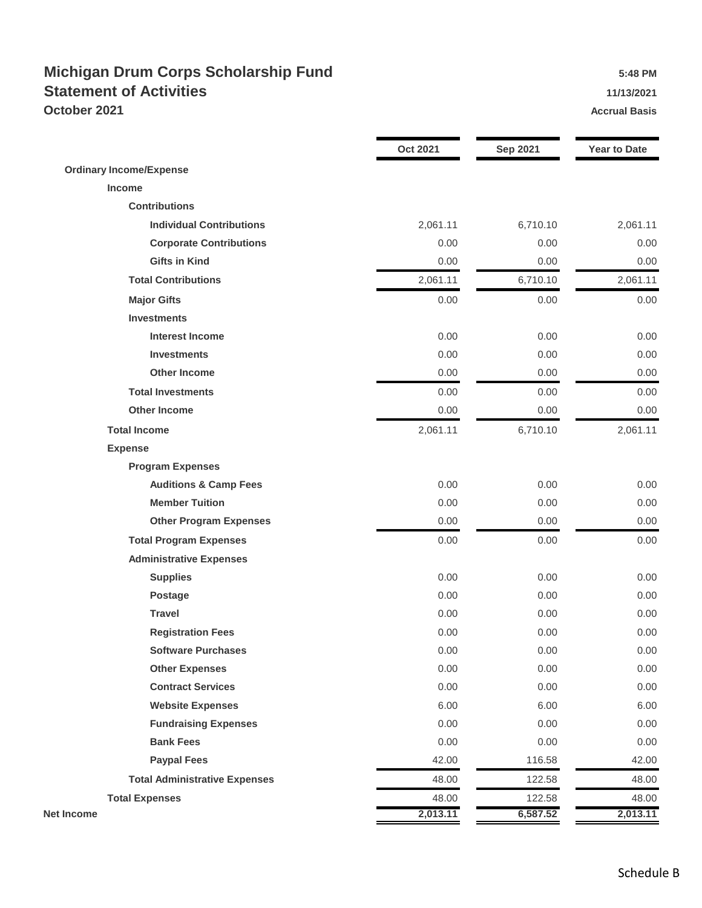# Michigan Drum Corps Scholarship Fund

## Statement of Activities

### October 2021

5:48 PM
11/13/2021
Accrual Basis

| | Oct 2021 | Sep 2021 | Year to Date |
|---|---|---|---|
| **Ordinary Income/Expense** | | | |
| **Income** | | | |
| **Contributions** | | | |
| **Individual Contributions** | 2,061.11 | 6,710.10 | 2,061.11 |
| **Corporate Contributions** | 0.00 | 0.00 | 0.00 |
| **Gifts in Kind** | 0.00 | 0.00 | 0.00 |
| **Total Contributions** | 2,061.11 | 6,710.10 | 2,061.11 |
| **Major Gifts** | 0.00 | 0.00 | 0.00 |
| **Investments** | | | |
| **Interest Income** | 0.00 | 0.00 | 0.00 |
| **Investments** | 0.00 | 0.00 | 0.00 |
| **Other Income** | 0.00 | 0.00 | 0.00 |
| **Total Investments** | 0.00 | 0.00 | 0.00 |
| **Other Income** | 0.00 | 0.00 | 0.00 |
| **Total Income** | 2,061.11 | 6,710.10 | 2,061.11 |
| **Expense** | | | |
| **Program Expenses** | | | |
| **Auditions & Camp Fees** | 0.00 | 0.00 | 0.00 |
| **Member Tuition** | 0.00 | 0.00 | 0.00 |
| **Other Program Expenses** | 0.00 | 0.00 | 0.00 |
| **Total Program Expenses** | 0.00 | 0.00 | 0.00 |
| **Administrative Expenses** | | | |
| **Supplies** | 0.00 | 0.00 | 0.00 |
| **Postage** | 0.00 | 0.00 | 0.00 |
| **Travel** | 0.00 | 0.00 | 0.00 |
| **Registration Fees** | 0.00 | 0.00 | 0.00 |
| **Software Purchases** | 0.00 | 0.00 | 0.00 |
| **Other Expenses** | 0.00 | 0.00 | 0.00 |
| **Contract Services** | 0.00 | 0.00 | 0.00 |
| **Website Expenses** | 6.00 | 6.00 | 6.00 |
| **Fundraising Expenses** | 0.00 | 0.00 | 0.00 |
| **Bank Fees** | 0.00 | 0.00 | 0.00 |
| **Paypal Fees** | 42.00 | 116.58 | 42.00 |
| **Total Administrative Expenses** | 48.00 | 122.58 | 48.00 |
| **Total Expenses** | 48.00 | 122.58 | 48.00 |
| **Net Income** | **2,013.11** | **6,587.52** | **2,013.11** |

Schedule B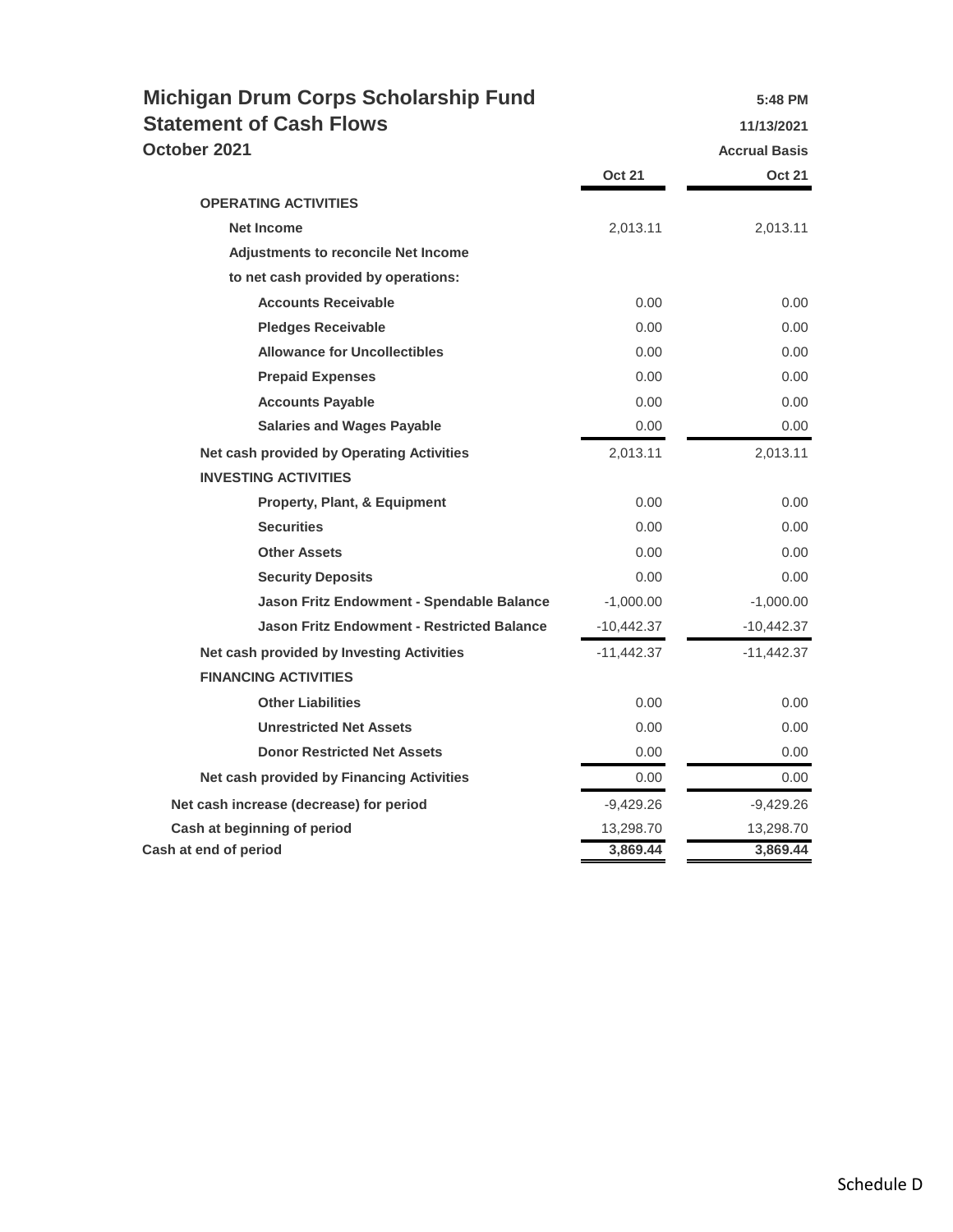# Michigan Drum Corps Scholarship Fund

## Statement of Cash Flows

**October 2021**

5:48 PM
11/13/2021
Accrual Basis

| | Oct 21 | Oct 21 |
|---|---|---|
| **OPERATING ACTIVITIES** | | |
| **Net Income** | 2,013.11 | 2,013.11 |
| **Adjustments to reconcile Net Income** | | |
| **to net cash provided by operations:** | | |
| **Accounts Receivable** | 0.00 | 0.00 |
| **Pledges Receivable** | 0.00 | 0.00 |
| **Allowance for Uncollectibles** | 0.00 | 0.00 |
| **Prepaid Expenses** | 0.00 | 0.00 |
| **Accounts Payable** | 0.00 | 0.00 |
| **Salaries and Wages Payable** | 0.00 | 0.00 |
| **Net cash provided by Operating Activities** | 2,013.11 | 2,013.11 |
| **INVESTING ACTIVITIES** | | |
| **Property, Plant, & Equipment** | 0.00 | 0.00 |
| **Securities** | 0.00 | 0.00 |
| **Other Assets** | 0.00 | 0.00 |
| **Security Deposits** | 0.00 | 0.00 |
| **Jason Fritz Endowment - Spendable Balance** | -1,000.00 | -1,000.00 |
| **Jason Fritz Endowment - Restricted Balance** | -10,442.37 | -10,442.37 |
| **Net cash provided by Investing Activities** | -11,442.37 | -11,442.37 |
| **FINANCING ACTIVITIES** | | |
| **Other Liabilities** | 0.00 | 0.00 |
| **Unrestricted Net Assets** | 0.00 | 0.00 |
| **Donor Restricted Net Assets** | 0.00 | 0.00 |
| **Net cash provided by Financing Activities** | 0.00 | 0.00 |
| **Net cash increase (decrease) for period** | -9,429.26 | -9,429.26 |
| **Cash at beginning of period** | 13,298.70 | 13,298.70 |
| **Cash at end of period** | **3,869.44** | **3,869.44** |

Schedule D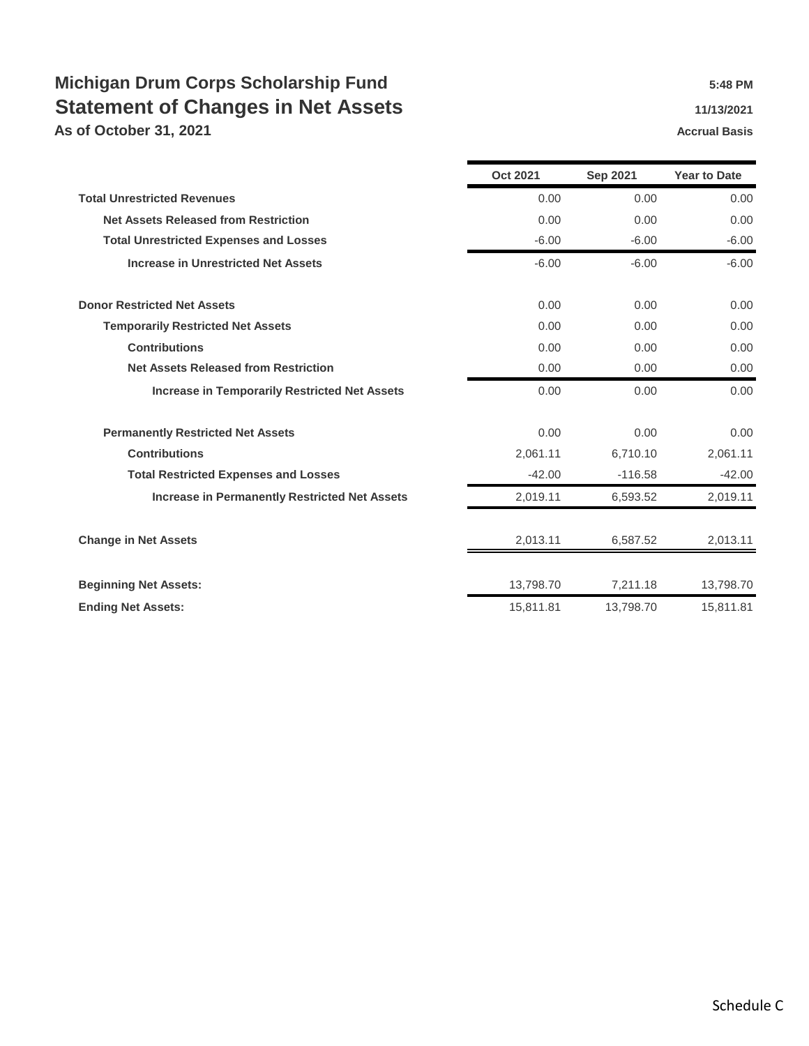# Michigan Drum Corps Scholarship Fund

## Statement of Changes in Net Assets

### As of October 31, 2021

5:48 PM

11/13/2021

Accrual Basis

| | Oct 2021 | Sep 2021 | Year to Date |
|---|---|---|---|
| **Total Unrestricted Revenues** | 0.00 | 0.00 | 0.00 |
| **Net Assets Released from Restriction** | 0.00 | 0.00 | 0.00 |
| **Total Unrestricted Expenses and Losses** | -6.00 | -6.00 | -6.00 |
| **Increase in Unrestricted Net Assets** | -6.00 | -6.00 | -6.00 |
| **Donor Restricted Net Assets** | 0.00 | 0.00 | 0.00 |
| **Temporarily Restricted Net Assets** | 0.00 | 0.00 | 0.00 |
| **Contributions** | 0.00 | 0.00 | 0.00 |
| **Net Assets Released from Restriction** | 0.00 | 0.00 | 0.00 |
| **Increase in Temporarily Restricted Net Assets** | 0.00 | 0.00 | 0.00 |
| **Permanently Restricted Net Assets** | 0.00 | 0.00 | 0.00 |
| **Contributions** | 2,061.11 | 6,710.10 | 2,061.11 |
| **Total Restricted Expenses and Losses** | -42.00 | -116.58 | -42.00 |
| **Increase in Permanently Restricted Net Assets** | 2,019.11 | 6,593.52 | 2,019.11 |
| **Change in Net Assets** | 2,013.11 | 6,587.52 | 2,013.11 |
| **Beginning Net Assets:** | 13,798.70 | 7,211.18 | 13,798.70 |
| **Ending Net Assets:** | 15,811.81 | 13,798.70 | 15,811.81 |

Schedule C